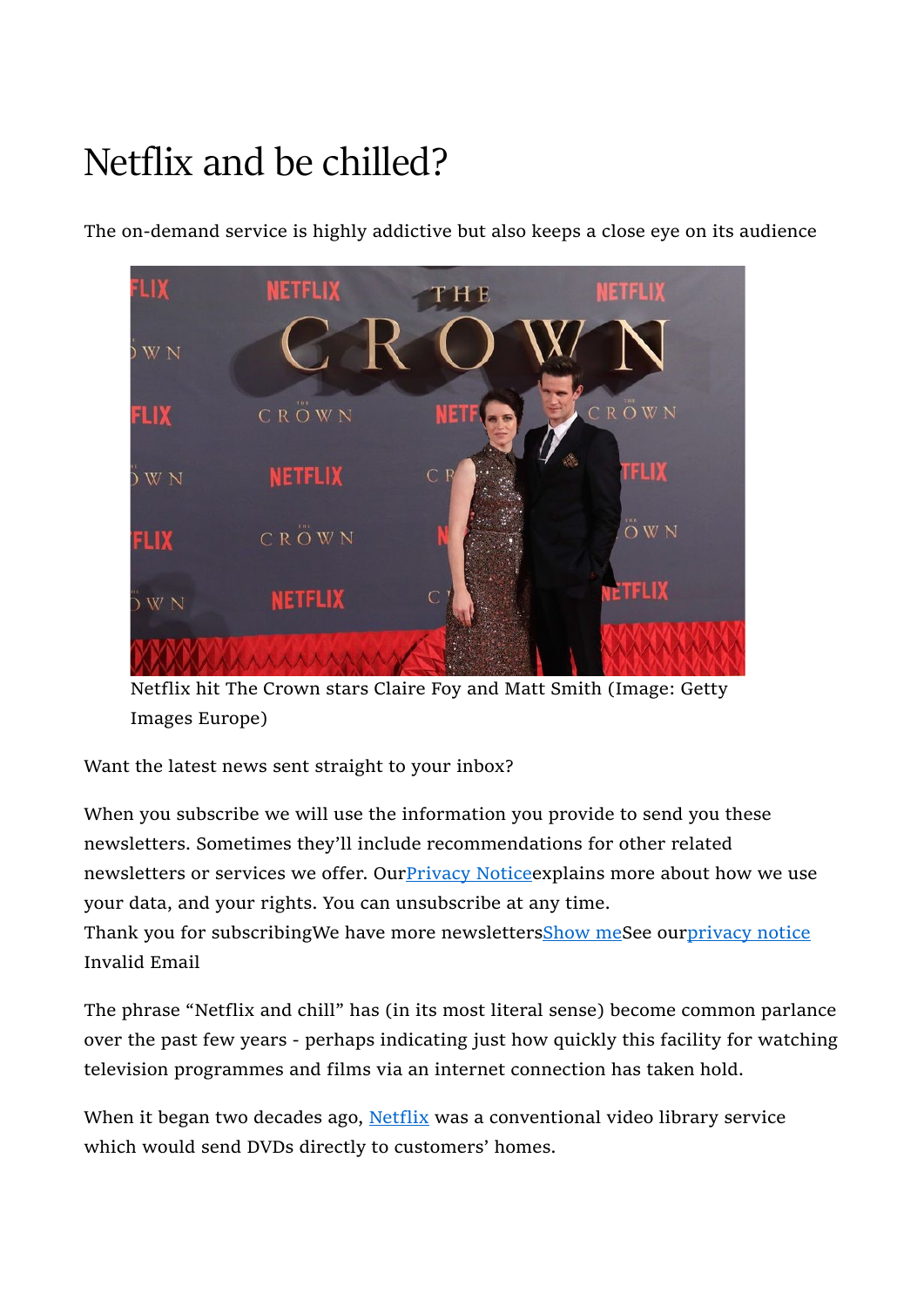# Netflix and be chilled?

The on-demand service is highly addictive but also keeps a close eye on its audience

Netflix hit The Crown stars Claire Foy and Matt Smith (Image: Getty Images Europe)

Want the latest news sent straight to your inbox?

When you subscribe we will use the information you provide to send you these newsletters. Sometimes they'll include recommendations for other related newsletters or services we offer. Our[Privacy Notice]explains more about how we use your data, and your rights. You can unsubscribe at any time.
Thank you for subscribingWe have more newsletters[Show me]See our[privacy notice]
Invalid Email

The phrase "Netflix and chill" has (in its most literal sense) become common parlance over the past few years - perhaps indicating just how quickly this facility for watching television programmes and films via an internet connection has taken hold.

When it began two decades ago, Netflix was a conventional video library service which would send DVDs directly to customers' homes.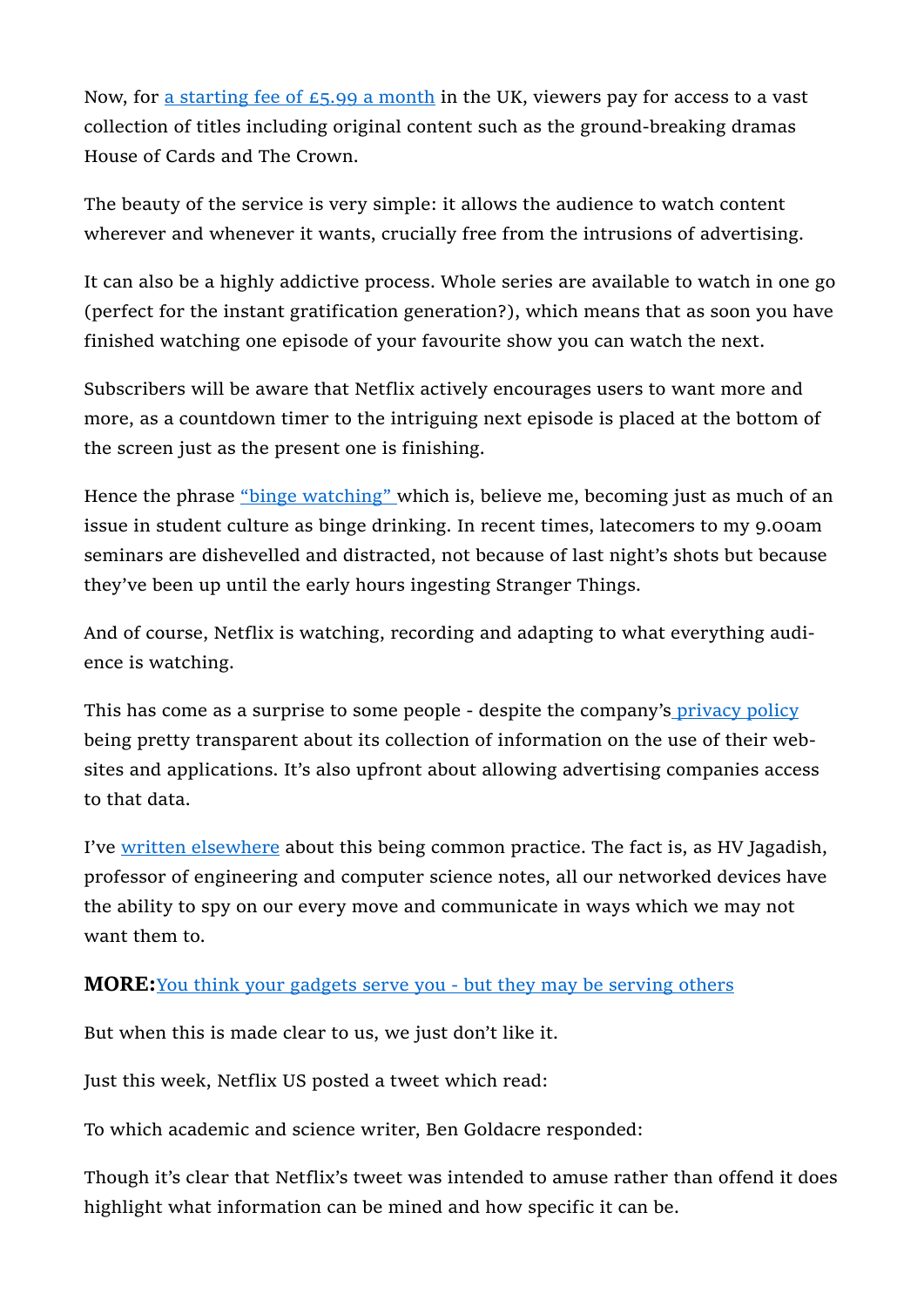Now, for a starting fee of £5.99 a month in the UK, viewers pay for access to a vast collection of titles including original content such as the ground-breaking dramas House of Cards and The Crown.

The beauty of the service is very simple: it allows the audience to watch content wherever and whenever it wants, crucially free from the intrusions of advertising.

It can also be a highly addictive process. Whole series are available to watch in one go (perfect for the instant gratification generation?), which means that as soon you have finished watching one episode of your favourite show you can watch the next.

Subscribers will be aware that Netflix actively encourages users to want more and more, as a countdown timer to the intriguing next episode is placed at the bottom of the screen just as the present one is finishing.

Hence the phrase "binge watching" which is, believe me, becoming just as much of an issue in student culture as binge drinking. In recent times, latecomers to my 9.00am seminars are dishevelled and distracted, not because of last night's shots but because they've been up until the early hours ingesting Stranger Things.

And of course, Netflix is watching, recording and adapting to what everything audience is watching.

This has come as a surprise to some people - despite the company's privacy policy being pretty transparent about its collection of information on the use of their websites and applications. It's also upfront about allowing advertising companies access to that data.

I've written elsewhere about this being common practice. The fact is, as HV Jagadish, professor of engineering and computer science notes, all our networked devices have the ability to spy on our every move and communicate in ways which we may not want them to.

**MORE:** You think your gadgets serve you - but they may be serving others

But when this is made clear to us, we just don't like it.

Just this week, Netflix US posted a tweet which read:

To which academic and science writer, Ben Goldacre responded:

Though it's clear that Netflix's tweet was intended to amuse rather than offend it does highlight what information can be mined and how specific it can be.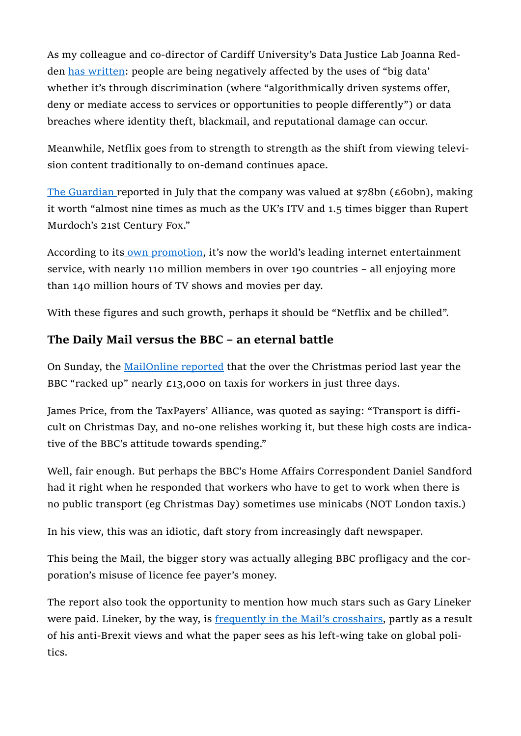As my colleague and co-director of Cardiff University's Data Justice Lab Joanna Redden [has written](): people are being negatively affected by the uses of "big data' whether it's through discrimination (where "algorithmically driven systems offer, deny or mediate access to services or opportunities to people differently") or data breaches where identity theft, blackmail, and reputational damage can occur.

Meanwhile, Netflix goes from to strength to strength as the shift from viewing television content traditionally to on-demand continues apace.

[The Guardian ]()reported in July that the company was valued at $78bn (£60bn), making it worth "almost nine times as much as the UK's ITV and 1.5 times bigger than Rupert Murdoch's 21st Century Fox."

According to its[ own promotion](), it's now the world's leading internet entertainment service, with nearly 110 million members in over 190 countries – all enjoying more than 140 million hours of TV shows and movies per day.

With these figures and such growth, perhaps it should be "Netflix and be chilled".

## The Daily Mail versus the BBC – an eternal battle

On Sunday, the [MailOnline reported]() that the over the Christmas period last year the BBC "racked up" nearly £13,000 on taxis for workers in just three days.

James Price, from the TaxPayers' Alliance, was quoted as saying: "Transport is difficult on Christmas Day, and no-one relishes working it, but these high costs are indicative of the BBC's attitude towards spending."

Well, fair enough. But perhaps the BBC's Home Affairs Correspondent Daniel Sandford had it right when he responded that workers who have to get to work when there is no public transport (eg Christmas Day) sometimes use minicabs (NOT London taxis.)

In his view, this was an idiotic, daft story from increasingly daft newspaper.

This being the Mail, the bigger story was actually alleging BBC profligacy and the corporation's misuse of licence fee payer's money.

The report also took the opportunity to mention how much stars such as Gary Lineker were paid. Lineker, by the way, is [frequently in the Mail's crosshairs](), partly as a result of his anti-Brexit views and what the paper sees as his left-wing take on global politics.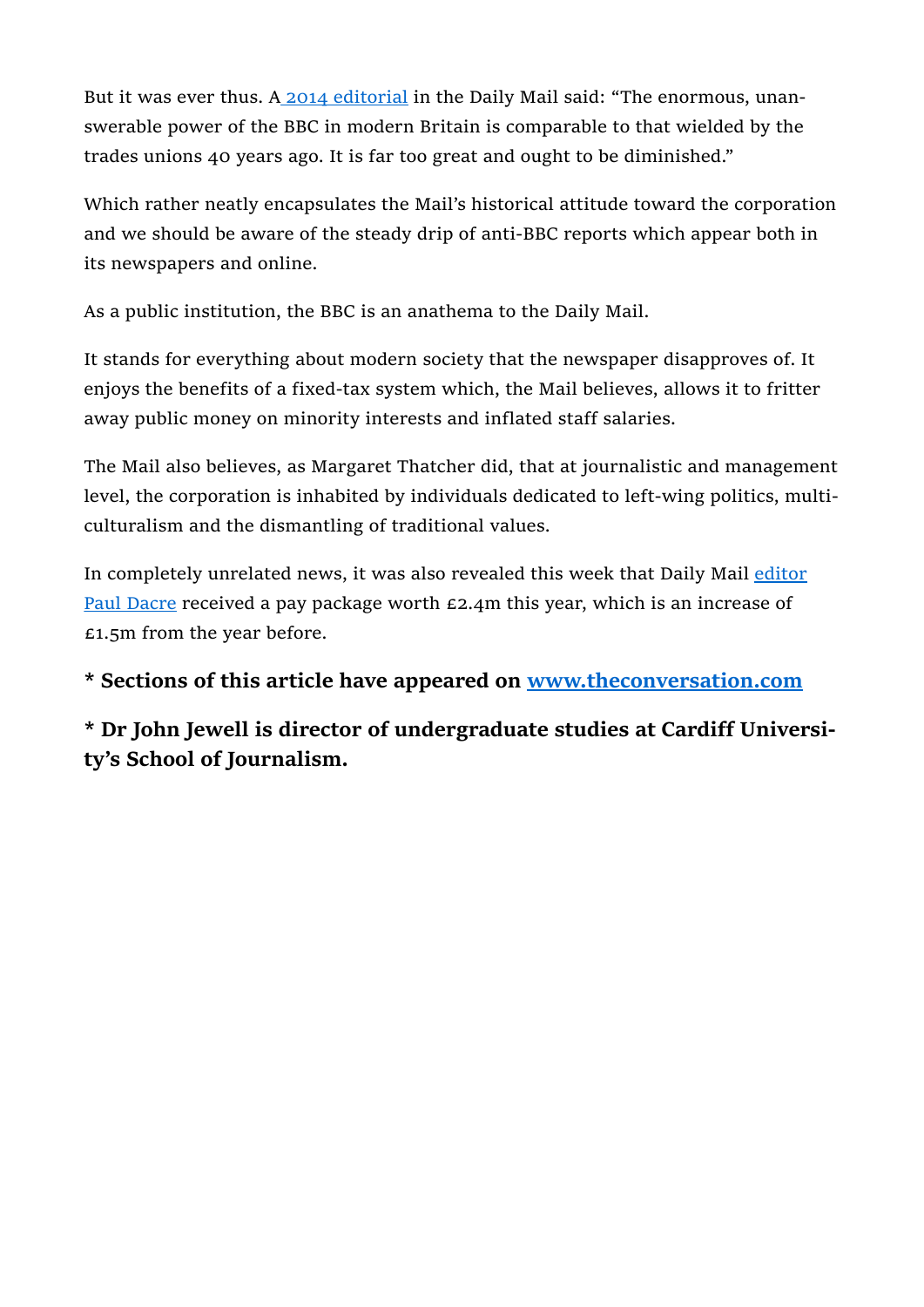But it was ever thus. A [2014 editorial] in the Daily Mail said: "The enormous, unanswerable power of the BBC in modern Britain is comparable to that wielded by the trades unions 40 years ago. It is far too great and ought to be diminished."

Which rather neatly encapsulates the Mail's historical attitude toward the corporation and we should be aware of the steady drip of anti-BBC reports which appear both in its newspapers and online.

As a public institution, the BBC is an anathema to the Daily Mail.

It stands for everything about modern society that the newspaper disapproves of. It enjoys the benefits of a fixed-tax system which, the Mail believes, allows it to fritter away public money on minority interests and inflated staff salaries.

The Mail also believes, as Margaret Thatcher did, that at journalistic and management level, the corporation is inhabited by individuals dedicated to left-wing politics, multiculturalism and the dismantling of traditional values.

In completely unrelated news, it was also revealed this week that Daily Mail editor Paul Dacre received a pay package worth £2.4m this year, which is an increase of £1.5m from the year before.

**\* Sections of this article have appeared on www.theconversation.com**

**\* Dr John Jewell is director of undergraduate studies at Cardiff University's School of Journalism.**